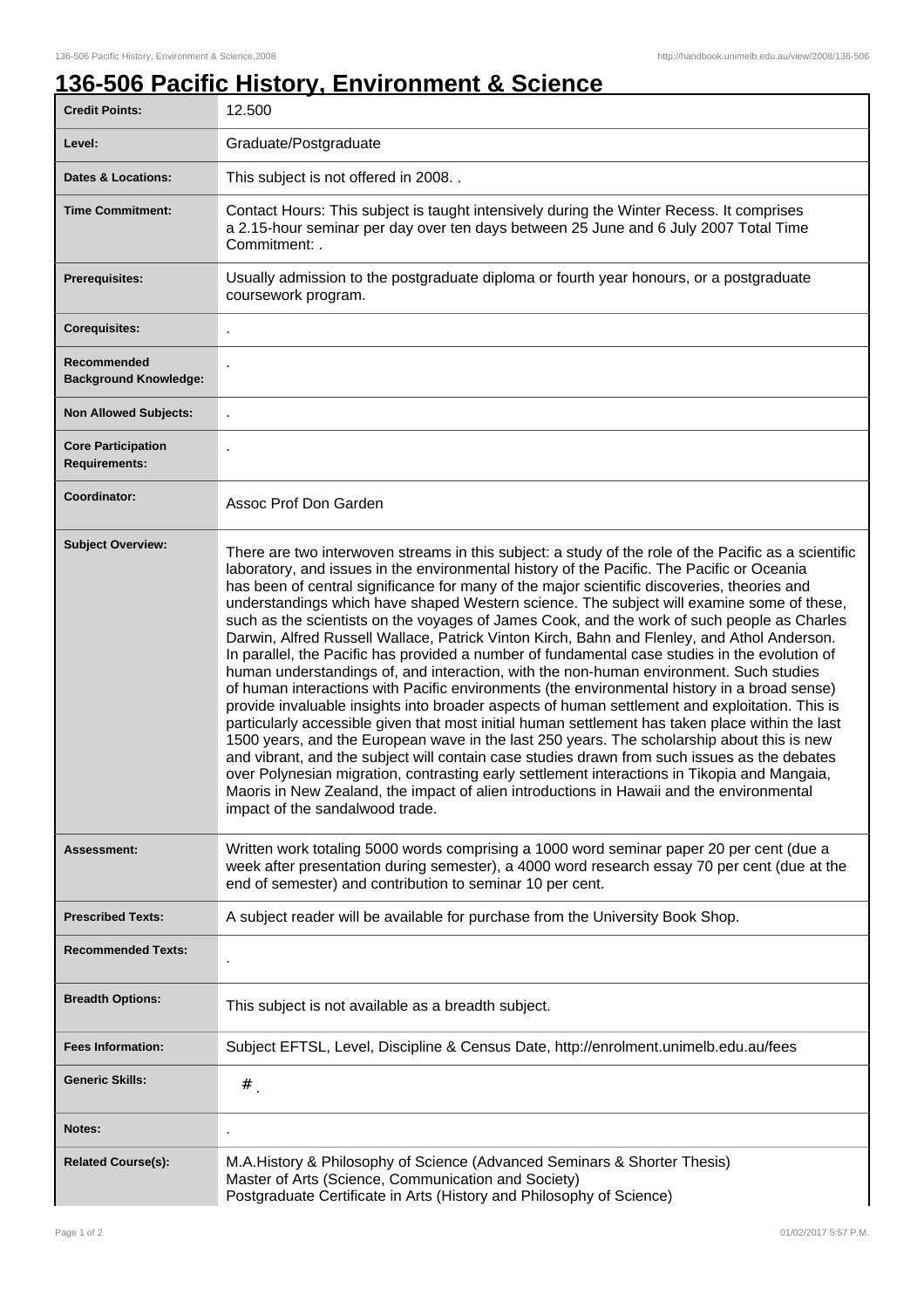# 136-506 Pacific History, Environment & Science

| | |
|---|---|
| **Credit Points:** | 12.500 |
| **Level:** | Graduate/Postgraduate |
| **Dates & Locations:** | This subject is not offered in 2008. . |
| **Time Commitment:** | Contact Hours: This subject is taught intensively during the Winter Recess. It comprises a 2.15-hour seminar per day over ten days between 25 June and 6 July 2007 Total Time Commitment: . |
| **Prerequisites:** | Usually admission to the postgraduate diploma or fourth year honours, or a postgraduate coursework program. |
| **Corequisites:** | . |
| **Recommended Background Knowledge:** | . |
| **Non Allowed Subjects:** | . |
| **Core Participation Requirements:** | . |
| **Coordinator:** | Assoc Prof Don Garden |
| **Subject Overview:** | There are two interwoven streams in this subject: a study of the role of the Pacific as a scientific laboratory, and issues in the environmental history of the Pacific. The Pacific or Oceania has been of central significance for many of the major scientific discoveries, theories and understandings which have shaped Western science. The subject will examine some of these, such as the scientists on the voyages of James Cook, and the work of such people as Charles Darwin, Alfred Russell Wallace, Patrick Vinton Kirch, Bahn and Flenley, and Athol Anderson. In parallel, the Pacific has provided a number of fundamental case studies in the evolution of human understandings of, and interaction, with the non-human environment. Such studies of human interactions with Pacific environments (the environmental history in a broad sense) provide invaluable insights into broader aspects of human settlement and exploitation. This is particularly accessible given that most initial human settlement has taken place within the last 1500 years, and the European wave in the last 250 years. The scholarship about this is new and vibrant, and the subject will contain case studies drawn from such issues as the debates over Polynesian migration, contrasting early settlement interactions in Tikopia and Mangaia, Maoris in New Zealand, the impact of alien introductions in Hawaii and the environmental impact of the sandalwood trade. |
| **Assessment:** | Written work totaling 5000 words comprising a 1000 word seminar paper 20 per cent (due a week after presentation during semester), a 4000 word research essay 70 per cent (due at the end of semester) and contribution to seminar 10 per cent. |
| **Prescribed Texts:** | A subject reader will be available for purchase from the University Book Shop. |
| **Recommended Texts:** | . |
| **Breadth Options:** | This subject is not available as a breadth subject. |
| **Fees Information:** | Subject EFTSL, Level, Discipline & Census Date, http://enrolment.unimelb.edu.au/fees |
| **Generic Skills:** | # . |
| **Notes:** | . |
| **Related Course(s):** | M.A.History & Philosophy of Science (Advanced Seminars & Shorter Thesis)<br>Master of Arts (Science, Communication and Society)<br>Postgraduate Certificate in Arts (History and Philosophy of Science) |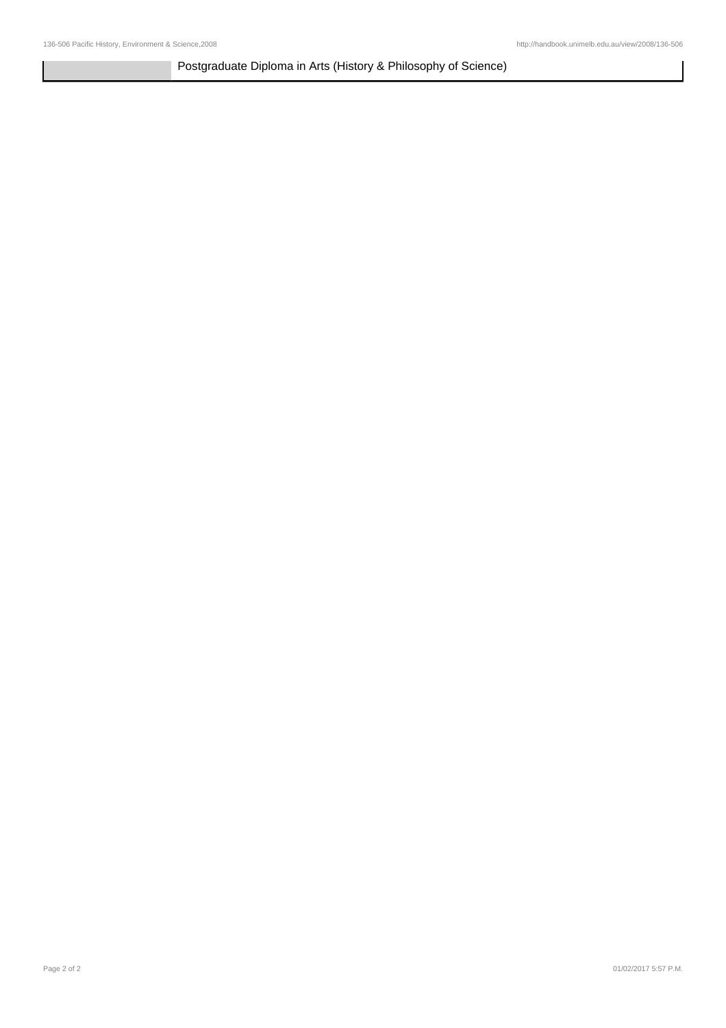| | |
|---|---|
| | Postgraduate Diploma in Arts (History & Philosophy of Science) |